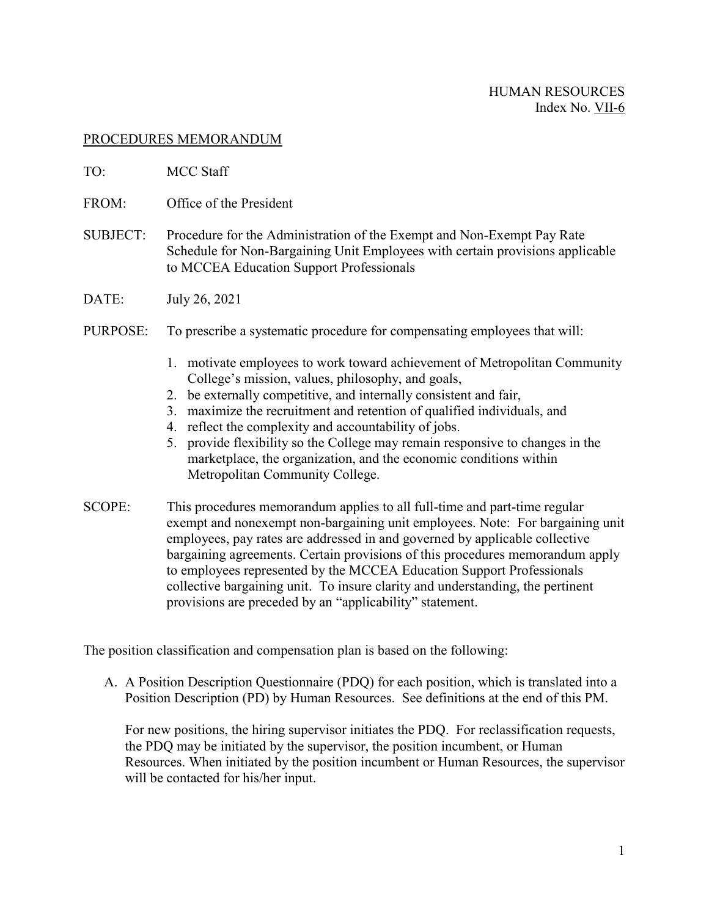HUMAN RESOURCES
Index No. VII-6

PROCEDURES MEMORANDUM

TO: MCC Staff

FROM: Office of the President

SUBJECT: Procedure for the Administration of the Exempt and Non-Exempt Pay Rate Schedule for Non-Bargaining Unit Employees with certain provisions applicable to MCCEA Education Support Professionals

DATE: July 26, 2021

PURPOSE: To prescribe a systematic procedure for compensating employees that will:

1. motivate employees to work toward achievement of Metropolitan Community College's mission, values, philosophy, and goals,
2. be externally competitive, and internally consistent and fair,
3. maximize the recruitment and retention of qualified individuals, and
4. reflect the complexity and accountability of jobs.
5. provide flexibility so the College may remain responsive to changes in the marketplace, the organization, and the economic conditions within Metropolitan Community College.

SCOPE: This procedures memorandum applies to all full-time and part-time regular exempt and nonexempt non-bargaining unit employees. Note: For bargaining unit employees, pay rates are addressed in and governed by applicable collective bargaining agreements. Certain provisions of this procedures memorandum apply to employees represented by the MCCEA Education Support Professionals collective bargaining unit. To insure clarity and understanding, the pertinent provisions are preceded by an "applicability" statement.

The position classification and compensation plan is based on the following:

A. A Position Description Questionnaire (PDQ) for each position, which is translated into a Position Description (PD) by Human Resources. See definitions at the end of this PM.

   For new positions, the hiring supervisor initiates the PDQ. For reclassification requests, the PDQ may be initiated by the supervisor, the position incumbent, or Human Resources. When initiated by the position incumbent or Human Resources, the supervisor will be contacted for his/her input.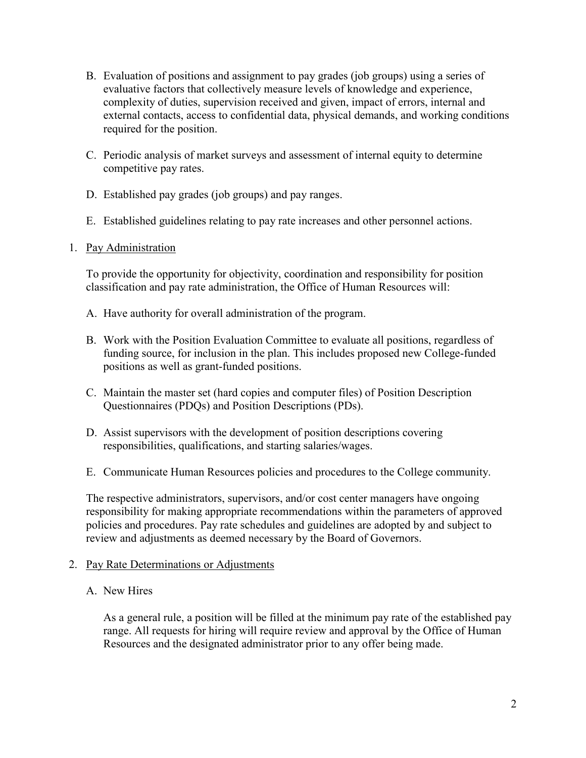B. Evaluation of positions and assignment to pay grades (job groups) using a series of evaluative factors that collectively measure levels of knowledge and experience, complexity of duties, supervision received and given, impact of errors, internal and external contacts, access to confidential data, physical demands, and working conditions required for the position.

C. Periodic analysis of market surveys and assessment of internal equity to determine competitive pay rates.

D. Established pay grades (job groups) and pay ranges.

E. Established guidelines relating to pay rate increases and other personnel actions.

1. Pay Administration

   To provide the opportunity for objectivity, coordination and responsibility for position classification and pay rate administration, the Office of Human Resources will:

   A. Have authority for overall administration of the program.

   B. Work with the Position Evaluation Committee to evaluate all positions, regardless of funding source, for inclusion in the plan. This includes proposed new College-funded positions as well as grant-funded positions.

   C. Maintain the master set (hard copies and computer files) of Position Description Questionnaires (PDQs) and Position Descriptions (PDs).

   D. Assist supervisors with the development of position descriptions covering responsibilities, qualifications, and starting salaries/wages.

   E. Communicate Human Resources policies and procedures to the College community.

   The respective administrators, supervisors, and/or cost center managers have ongoing responsibility for making appropriate recommendations within the parameters of approved policies and procedures. Pay rate schedules and guidelines are adopted by and subject to review and adjustments as deemed necessary by the Board of Governors.

2. Pay Rate Determinations or Adjustments

   A. New Hires

      As a general rule, a position will be filled at the minimum pay rate of the established pay range. All requests for hiring will require review and approval by the Office of Human Resources and the designated administrator prior to any offer being made.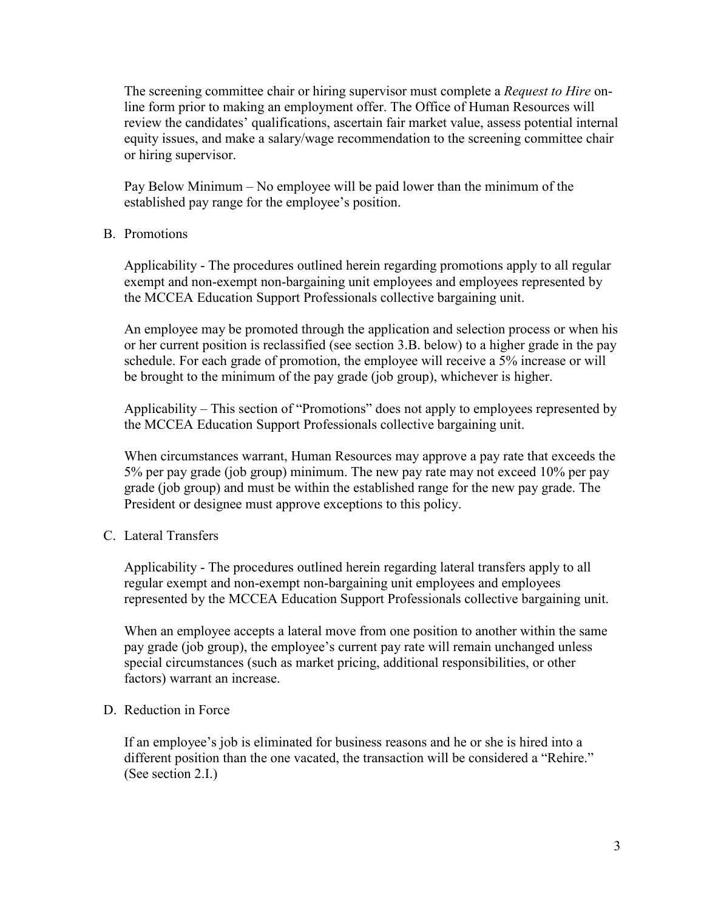The screening committee chair or hiring supervisor must complete a *Request to Hire* on-line form prior to making an employment offer. The Office of Human Resources will review the candidates' qualifications, ascertain fair market value, assess potential internal equity issues, and make a salary/wage recommendation to the screening committee chair or hiring supervisor.

Pay Below Minimum – No employee will be paid lower than the minimum of the established pay range for the employee's position.

B. Promotions

Applicability - The procedures outlined herein regarding promotions apply to all regular exempt and non-exempt non-bargaining unit employees and employees represented by the MCCEA Education Support Professionals collective bargaining unit.

An employee may be promoted through the application and selection process or when his or her current position is reclassified (see section 3.B. below) to a higher grade in the pay schedule. For each grade of promotion, the employee will receive a 5% increase or will be brought to the minimum of the pay grade (job group), whichever is higher.

Applicability – This section of "Promotions" does not apply to employees represented by the MCCEA Education Support Professionals collective bargaining unit.

When circumstances warrant, Human Resources may approve a pay rate that exceeds the 5% per pay grade (job group) minimum. The new pay rate may not exceed 10% per pay grade (job group) and must be within the established range for the new pay grade. The President or designee must approve exceptions to this policy.

C. Lateral Transfers

Applicability - The procedures outlined herein regarding lateral transfers apply to all regular exempt and non-exempt non-bargaining unit employees and employees represented by the MCCEA Education Support Professionals collective bargaining unit.

When an employee accepts a lateral move from one position to another within the same pay grade (job group), the employee's current pay rate will remain unchanged unless special circumstances (such as market pricing, additional responsibilities, or other factors) warrant an increase.

D. Reduction in Force

If an employee's job is eliminated for business reasons and he or she is hired into a different position than the one vacated, the transaction will be considered a "Rehire." (See section 2.I.)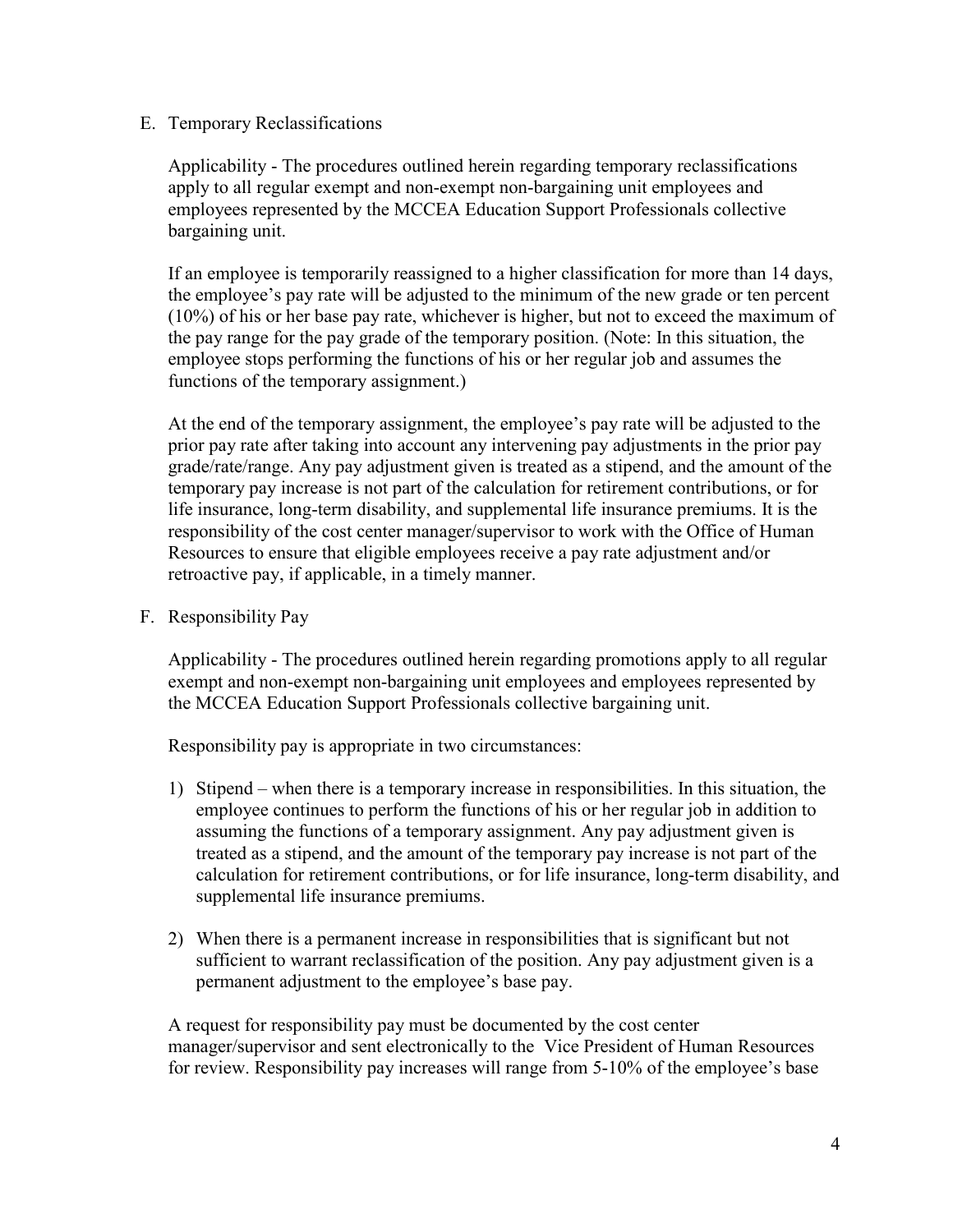E. Temporary Reclassifications

Applicability - The procedures outlined herein regarding temporary reclassifications apply to all regular exempt and non-exempt non-bargaining unit employees and employees represented by the MCCEA Education Support Professionals collective bargaining unit.

If an employee is temporarily reassigned to a higher classification for more than 14 days, the employee's pay rate will be adjusted to the minimum of the new grade or ten percent (10%) of his or her base pay rate, whichever is higher, but not to exceed the maximum of the pay range for the pay grade of the temporary position. (Note: In this situation, the employee stops performing the functions of his or her regular job and assumes the functions of the temporary assignment.)

At the end of the temporary assignment, the employee's pay rate will be adjusted to the prior pay rate after taking into account any intervening pay adjustments in the prior pay grade/rate/range. Any pay adjustment given is treated as a stipend, and the amount of the temporary pay increase is not part of the calculation for retirement contributions, or for life insurance, long-term disability, and supplemental life insurance premiums. It is the responsibility of the cost center manager/supervisor to work with the Office of Human Resources to ensure that eligible employees receive a pay rate adjustment and/or retroactive pay, if applicable, in a timely manner.

F. Responsibility Pay

Applicability - The procedures outlined herein regarding promotions apply to all regular exempt and non-exempt non-bargaining unit employees and employees represented by the MCCEA Education Support Professionals collective bargaining unit.

Responsibility pay is appropriate in two circumstances:

1) Stipend – when there is a temporary increase in responsibilities. In this situation, the employee continues to perform the functions of his or her regular job in addition to assuming the functions of a temporary assignment. Any pay adjustment given is treated as a stipend, and the amount of the temporary pay increase is not part of the calculation for retirement contributions, or for life insurance, long-term disability, and supplemental life insurance premiums.
2) When there is a permanent increase in responsibilities that is significant but not sufficient to warrant reclassification of the position. Any pay adjustment given is a permanent adjustment to the employee's base pay.

A request for responsibility pay must be documented by the cost center manager/supervisor and sent electronically to the Vice President of Human Resources for review. Responsibility pay increases will range from 5-10% of the employee's base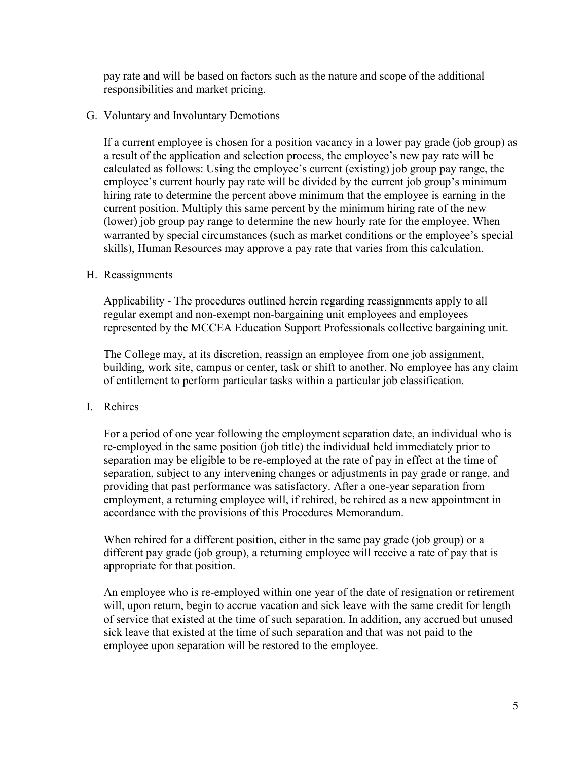pay rate and will be based on factors such as the nature and scope of the additional responsibilities and market pricing.

G. Voluntary and Involuntary Demotions

If a current employee is chosen for a position vacancy in a lower pay grade (job group) as a result of the application and selection process, the employee's new pay rate will be calculated as follows: Using the employee's current (existing) job group pay range, the employee's current hourly pay rate will be divided by the current job group's minimum hiring rate to determine the percent above minimum that the employee is earning in the current position. Multiply this same percent by the minimum hiring rate of the new (lower) job group pay range to determine the new hourly rate for the employee. When warranted by special circumstances (such as market conditions or the employee's special skills), Human Resources may approve a pay rate that varies from this calculation.

H. Reassignments

Applicability - The procedures outlined herein regarding reassignments apply to all regular exempt and non-exempt non-bargaining unit employees and employees represented by the MCCEA Education Support Professionals collective bargaining unit.

The College may, at its discretion, reassign an employee from one job assignment, building, work site, campus or center, task or shift to another. No employee has any claim of entitlement to perform particular tasks within a particular job classification.

I. Rehires

For a period of one year following the employment separation date, an individual who is re-employed in the same position (job title) the individual held immediately prior to separation may be eligible to be re-employed at the rate of pay in effect at the time of separation, subject to any intervening changes or adjustments in pay grade or range, and providing that past performance was satisfactory. After a one-year separation from employment, a returning employee will, if rehired, be rehired as a new appointment in accordance with the provisions of this Procedures Memorandum.

When rehired for a different position, either in the same pay grade (job group) or a different pay grade (job group), a returning employee will receive a rate of pay that is appropriate for that position.

An employee who is re-employed within one year of the date of resignation or retirement will, upon return, begin to accrue vacation and sick leave with the same credit for length of service that existed at the time of such separation. In addition, any accrued but unused sick leave that existed at the time of such separation and that was not paid to the employee upon separation will be restored to the employee.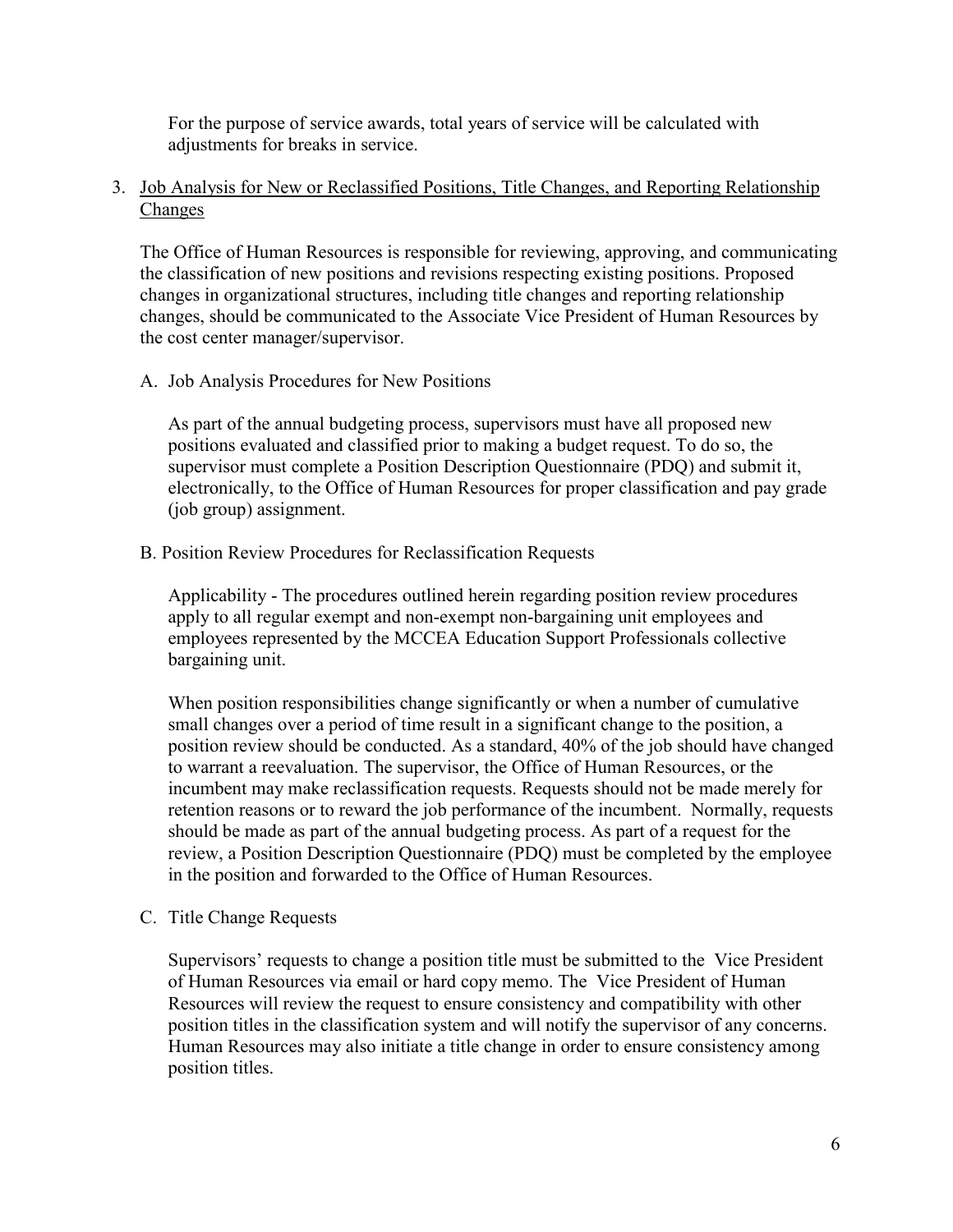For the purpose of service awards, total years of service will be calculated with adjustments for breaks in service.

3. Job Analysis for New or Reclassified Positions, Title Changes, and Reporting Relationship Changes

The Office of Human Resources is responsible for reviewing, approving, and communicating the classification of new positions and revisions respecting existing positions. Proposed changes in organizational structures, including title changes and reporting relationship changes, should be communicated to the Associate Vice President of Human Resources by the cost center manager/supervisor.

A. Job Analysis Procedures for New Positions

As part of the annual budgeting process, supervisors must have all proposed new positions evaluated and classified prior to making a budget request. To do so, the supervisor must complete a Position Description Questionnaire (PDQ) and submit it, electronically, to the Office of Human Resources for proper classification and pay grade (job group) assignment.

B. Position Review Procedures for Reclassification Requests

Applicability - The procedures outlined herein regarding position review procedures apply to all regular exempt and non-exempt non-bargaining unit employees and employees represented by the MCCEA Education Support Professionals collective bargaining unit.

When position responsibilities change significantly or when a number of cumulative small changes over a period of time result in a significant change to the position, a position review should be conducted. As a standard, 40% of the job should have changed to warrant a reevaluation. The supervisor, the Office of Human Resources, or the incumbent may make reclassification requests. Requests should not be made merely for retention reasons or to reward the job performance of the incumbent. Normally, requests should be made as part of the annual budgeting process. As part of a request for the review, a Position Description Questionnaire (PDQ) must be completed by the employee in the position and forwarded to the Office of Human Resources.

C. Title Change Requests

Supervisors' requests to change a position title must be submitted to the Vice President of Human Resources via email or hard copy memo. The Vice President of Human Resources will review the request to ensure consistency and compatibility with other position titles in the classification system and will notify the supervisor of any concerns. Human Resources may also initiate a title change in order to ensure consistency among position titles.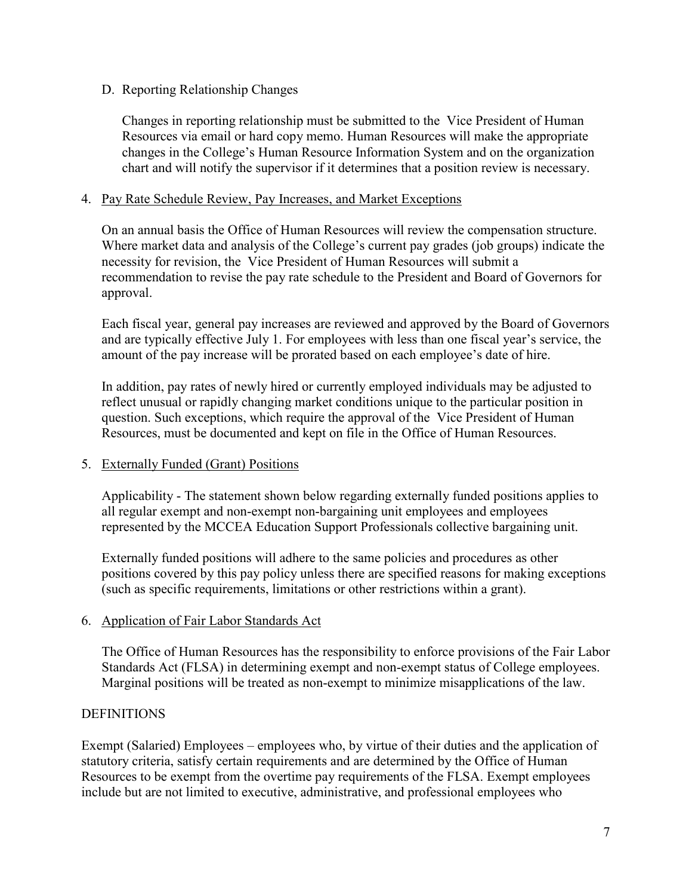D. Reporting Relationship Changes

   Changes in reporting relationship must be submitted to the Vice President of Human Resources via email or hard copy memo. Human Resources will make the appropriate changes in the College's Human Resource Information System and on the organization chart and will notify the supervisor if it determines that a position review is necessary.

4. <u>Pay Rate Schedule Review, Pay Increases, and Market Exceptions</u>

   On an annual basis the Office of Human Resources will review the compensation structure. Where market data and analysis of the College's current pay grades (job groups) indicate the necessity for revision, the Vice President of Human Resources will submit a recommendation to revise the pay rate schedule to the President and Board of Governors for approval.

   Each fiscal year, general pay increases are reviewed and approved by the Board of Governors and are typically effective July 1. For employees with less than one fiscal year's service, the amount of the pay increase will be prorated based on each employee's date of hire.

   In addition, pay rates of newly hired or currently employed individuals may be adjusted to reflect unusual or rapidly changing market conditions unique to the particular position in question. Such exceptions, which require the approval of the Vice President of Human Resources, must be documented and kept on file in the Office of Human Resources.

5. <u>Externally Funded (Grant) Positions</u>

   Applicability - The statement shown below regarding externally funded positions applies to all regular exempt and non-exempt non-bargaining unit employees and employees represented by the MCCEA Education Support Professionals collective bargaining unit.

   Externally funded positions will adhere to the same policies and procedures as other positions covered by this pay policy unless there are specified reasons for making exceptions (such as specific requirements, limitations or other restrictions within a grant).

6. <u>Application of Fair Labor Standards Act</u>

   The Office of Human Resources has the responsibility to enforce provisions of the Fair Labor Standards Act (FLSA) in determining exempt and non-exempt status of College employees. Marginal positions will be treated as non-exempt to minimize misapplications of the law.

DEFINITIONS

Exempt (Salaried) Employees – employees who, by virtue of their duties and the application of statutory criteria, satisfy certain requirements and are determined by the Office of Human Resources to be exempt from the overtime pay requirements of the FLSA. Exempt employees include but are not limited to executive, administrative, and professional employees who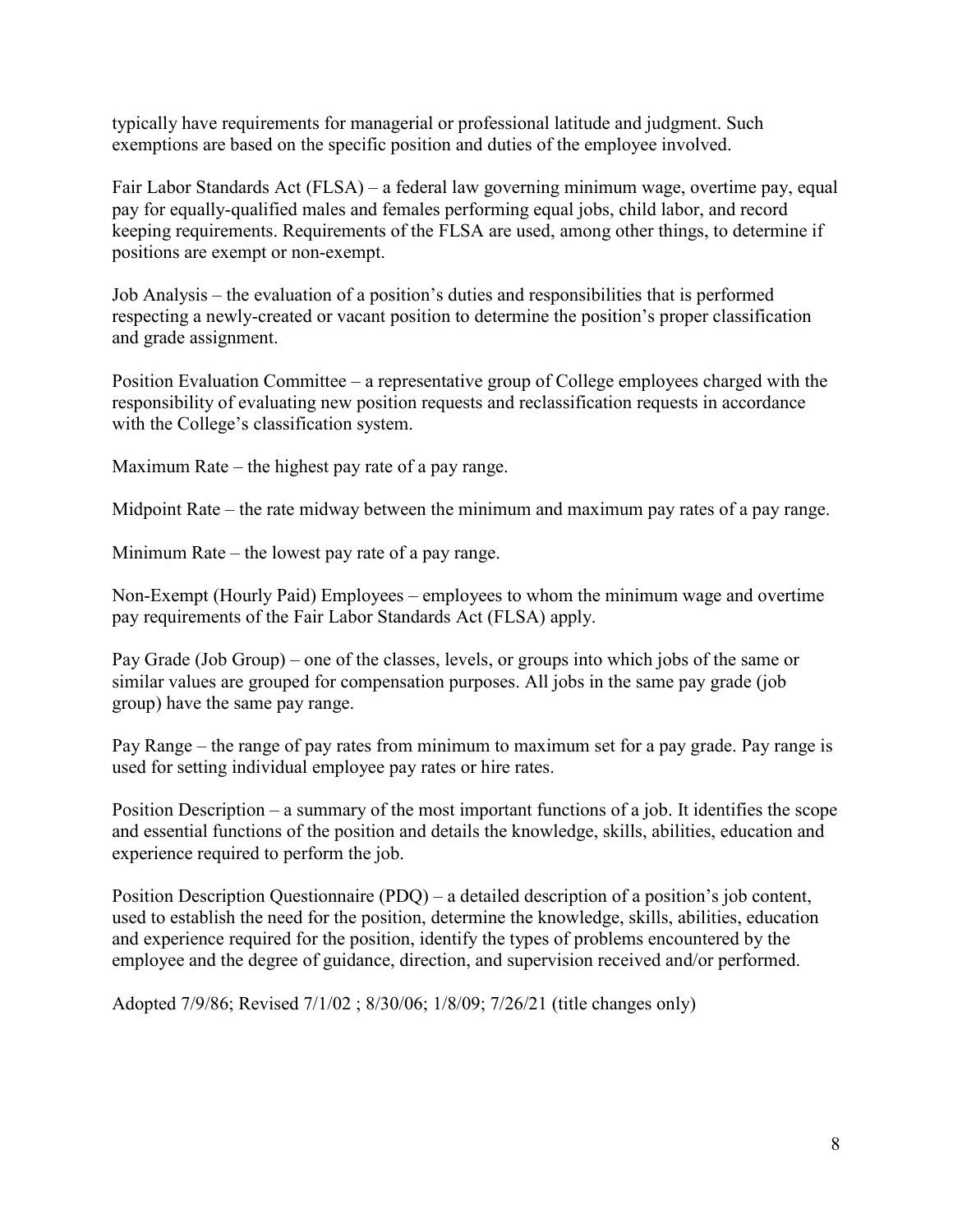typically have requirements for managerial or professional latitude and judgment. Such exemptions are based on the specific position and duties of the employee involved.

Fair Labor Standards Act (FLSA) – a federal law governing minimum wage, overtime pay, equal pay for equally-qualified males and females performing equal jobs, child labor, and record keeping requirements. Requirements of the FLSA are used, among other things, to determine if positions are exempt or non-exempt.

Job Analysis – the evaluation of a position's duties and responsibilities that is performed respecting a newly-created or vacant position to determine the position's proper classification and grade assignment.

Position Evaluation Committee – a representative group of College employees charged with the responsibility of evaluating new position requests and reclassification requests in accordance with the College's classification system.

Maximum Rate – the highest pay rate of a pay range.

Midpoint Rate – the rate midway between the minimum and maximum pay rates of a pay range.

Minimum Rate – the lowest pay rate of a pay range.

Non-Exempt (Hourly Paid) Employees – employees to whom the minimum wage and overtime pay requirements of the Fair Labor Standards Act (FLSA) apply.

Pay Grade (Job Group) – one of the classes, levels, or groups into which jobs of the same or similar values are grouped for compensation purposes. All jobs in the same pay grade (job group) have the same pay range.

Pay Range – the range of pay rates from minimum to maximum set for a pay grade. Pay range is used for setting individual employee pay rates or hire rates.

Position Description – a summary of the most important functions of a job. It identifies the scope and essential functions of the position and details the knowledge, skills, abilities, education and experience required to perform the job.

Position Description Questionnaire (PDQ) – a detailed description of a position's job content, used to establish the need for the position, determine the knowledge, skills, abilities, education and experience required for the position, identify the types of problems encountered by the employee and the degree of guidance, direction, and supervision received and/or performed.

Adopted 7/9/86; Revised 7/1/02 ; 8/30/06; 1/8/09; 7/26/21 (title changes only)